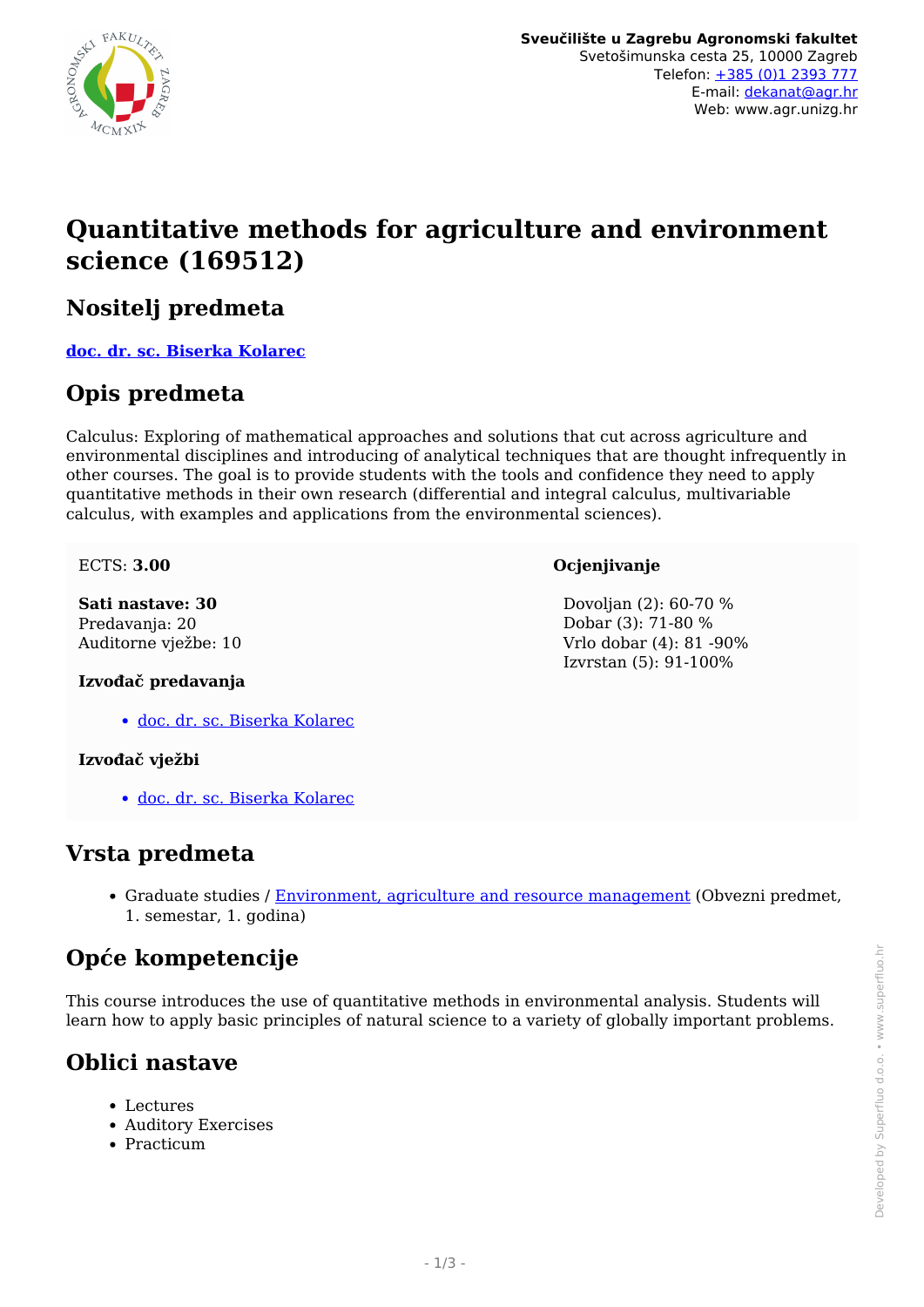**Sveučilište u Zagrebu Agronomski fakultet**
Svetošimunska cesta 25, 10000 Zagreb
Telefon: +385 (0)1 2393 777
E-mail: dekanat@agr.hr
Web: www.agr.unizg.hr

# Quantitative methods for agriculture and environment science (169512)

## Nositelj predmeta

**doc. dr. sc. Biserka Kolarec**

## Opis predmeta

Calculus: Exploring of mathematical approaches and solutions that cut across agriculture and environmental disciplines and introducing of analytical techniques that are thought infrequently in other courses. The goal is to provide students with the tools and confidence they need to apply quantitative methods in their own research (differential and integral calculus, multivariable calculus, with examples and applications from the environmental sciences).

ECTS: **3.00**

**Sati nastave: 30**
Predavanja: 20
Auditorne vježbe: 10

**Izvođač predavanja**

- doc. dr. sc. Biserka Kolarec

**Izvođač vježbi**

- doc. dr. sc. Biserka Kolarec

**Ocjenjivanje**

Dovoljan (2): 60-70 %
Dobar (3): 71-80 %
Vrlo dobar (4): 81 -90%
Izvrstan (5): 91-100%

## Vrsta predmeta

- Graduate studies / Environment, agriculture and resource management (Obvezni predmet, 1. semestar, 1. godina)

## Opće kompetencije

This course introduces the use of quantitative methods in environmental analysis. Students will learn how to apply basic principles of natural science to a variety of globally important problems.

## Oblici nastave

- Lectures
- Auditory Exercises
- Practicum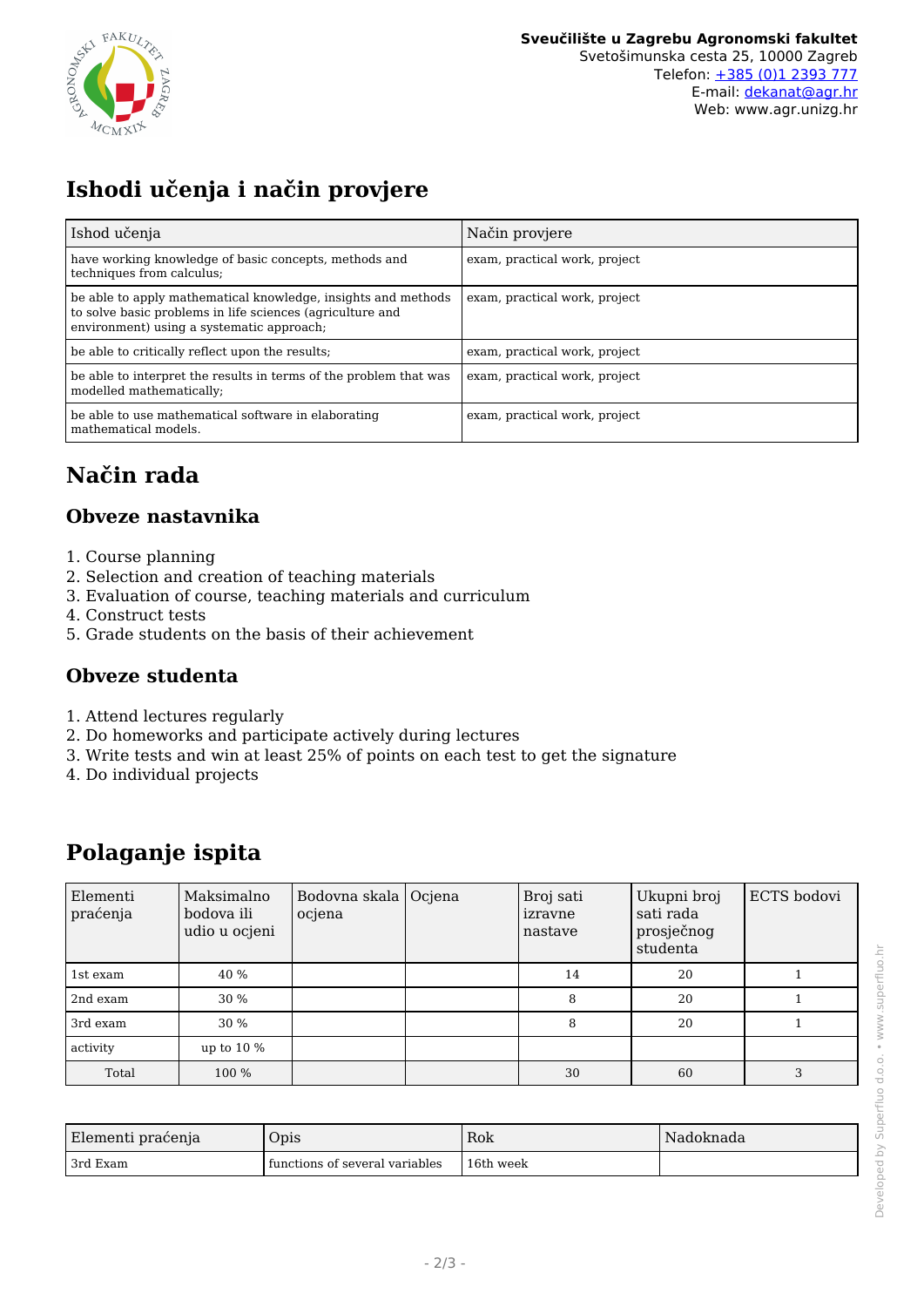# Ishodi učenja i način provjere

| Ishod učenja | Način provjere |
|---|---|
| have working knowledge of basic concepts, methods and techniques from calculus; | exam, practical work, project |
| be able to apply mathematical knowledge, insights and methods to solve basic problems in life sciences (agriculture and environment) using a systematic approach; | exam, practical work, project |
| be able to critically reflect upon the results; | exam, practical work, project |
| be able to interpret the results in terms of the problem that was modelled mathematically; | exam, practical work, project |
| be able to use mathematical software in elaborating mathematical models. | exam, practical work, project |

# Način rada

## Obveze nastavnika

1. Course planning
2. Selection and creation of teaching materials
3. Evaluation of course, teaching materials and curriculum
4. Construct tests
5. Grade students on the basis of their achievement

## Obveze studenta

1. Attend lectures regularly
2. Do homeworks and participate actively during lectures
3. Write tests and win at least 25% of points on each test to get the signature
4. Do individual projects

# Polaganje ispita

| Elementi praćenja | Maksimalno bodova ili udio u ocjeni | Bodovna skala ocjena | Ocjena | Broj sati izravne nastave | Ukupni broj sati rada prosječnog studenta | ECTS bodovi |
|---|---|---|---|---|---|---|
| 1st exam | 40 % | | | 14 | 20 | 1 |
| 2nd exam | 30 % | | | 8 | 20 | 1 |
| 3rd exam | 30 % | | | 8 | 20 | 1 |
| activity | up to 10 % | | | | | |
| Total | 100 % | | | 30 | 60 | 3 |

| Elementi praćenja | Opis | Rok | Nadoknada |
|---|---|---|---|
| 3rd Exam | functions of several variables | 16th week | |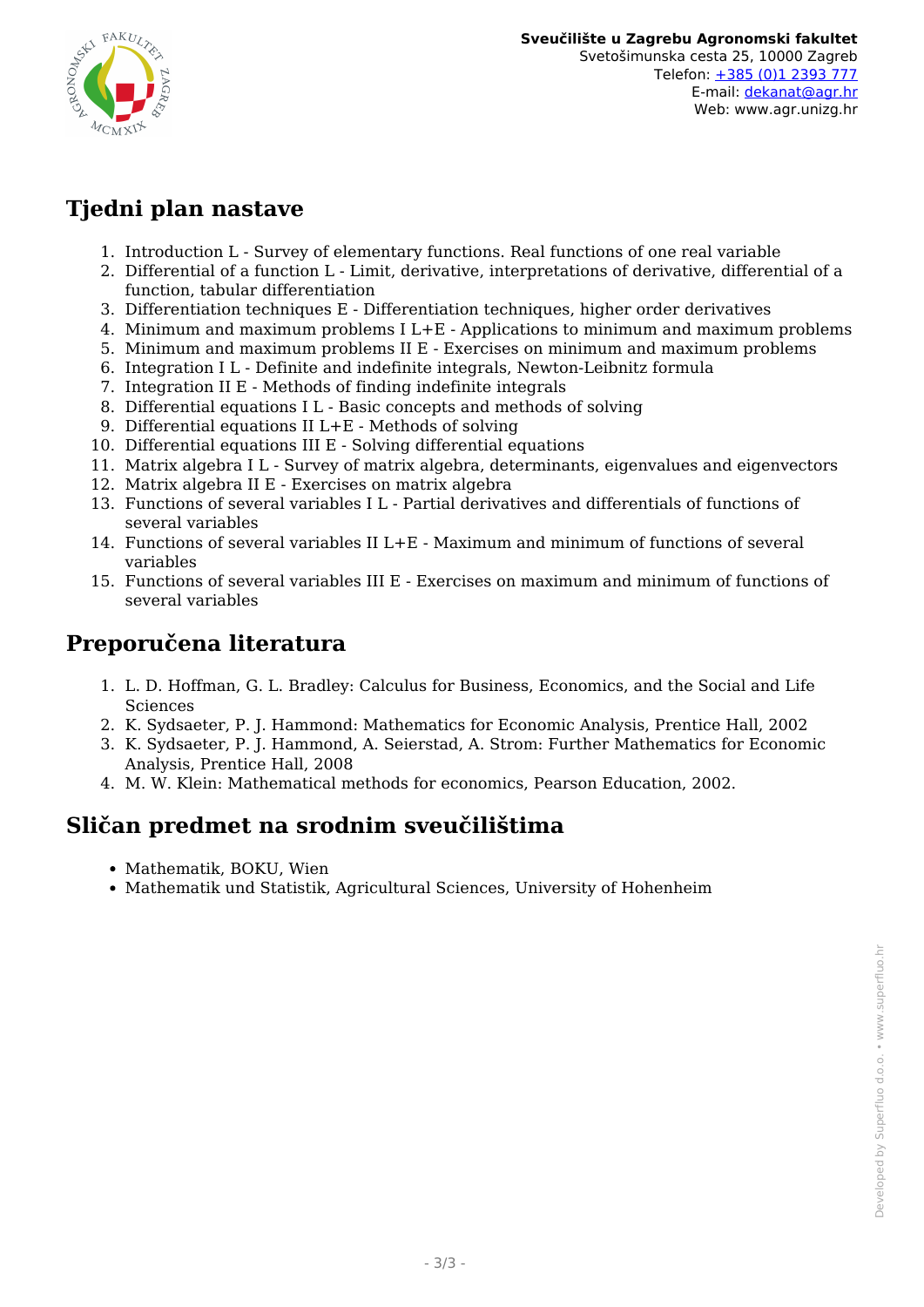## Tjedni plan nastave

1. Introduction L - Survey of elementary functions. Real functions of one real variable
2. Differential of a function L - Limit, derivative, interpretations of derivative, differential of a function, tabular differentiation
3. Differentiation techniques E - Differentiation techniques, higher order derivatives
4. Minimum and maximum problems I L+E - Applications to minimum and maximum problems
5. Minimum and maximum problems II E - Exercises on minimum and maximum problems
6. Integration I L - Definite and indefinite integrals, Newton-Leibnitz formula
7. Integration II E - Methods of finding indefinite integrals
8. Differential equations I L - Basic concepts and methods of solving
9. Differential equations II L+E - Methods of solving
10. Differential equations III E - Solving differential equations
11. Matrix algebra I L - Survey of matrix algebra, determinants, eigenvalues and eigenvectors
12. Matrix algebra II E - Exercises on matrix algebra
13. Functions of several variables I L - Partial derivatives and differentials of functions of several variables
14. Functions of several variables II L+E - Maximum and minimum of functions of several variables
15. Functions of several variables III E - Exercises on maximum and minimum of functions of several variables

## Preporučena literatura

1. L. D. Hoffman, G. L. Bradley: Calculus for Business, Economics, and the Social and Life Sciences
2. K. Sydsaeter, P. J. Hammond: Mathematics for Economic Analysis, Prentice Hall, 2002
3. K. Sydsaeter, P. J. Hammond, A. Seierstad, A. Strom: Further Mathematics for Economic Analysis, Prentice Hall, 2008
4. M. W. Klein: Mathematical methods for economics, Pearson Education, 2002.

## Sličan predmet na srodnim sveučilištima

- Mathematik, BOKU, Wien
- Mathematik und Statistik, Agricultural Sciences, University of Hohenheim